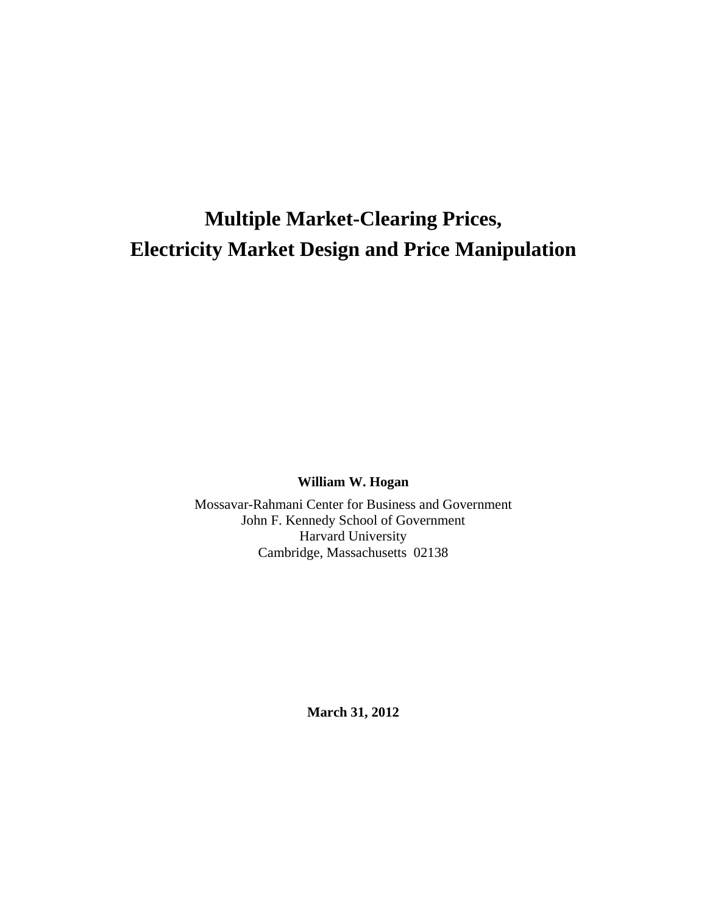# Multiple Market-Clearing Prices, Electricity Market Design and Price Manipulation

**William W. Hogan**

Mossavar-Rahmani Center for Business and Government
John F. Kennedy School of Government
Harvard University
Cambridge, Massachusetts 02138

**March 31, 2012**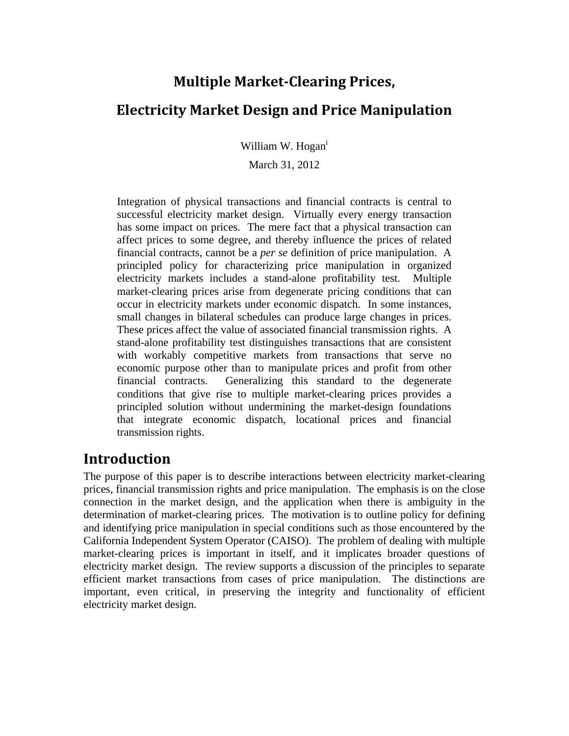# Multiple Market-Clearing Prices,

# Electricity Market Design and Price Manipulation

William W. Hogan[i]

March 31, 2012

> Integration of physical transactions and financial contracts is central to successful electricity market design. Virtually every energy transaction has some impact on prices. The mere fact that a physical transaction can affect prices to some degree, and thereby influence the prices of related financial contracts, cannot be a *per se* definition of price manipulation. A principled policy for characterizing price manipulation in organized electricity markets includes a stand-alone profitability test. Multiple market-clearing prices arise from degenerate pricing conditions that can occur in electricity markets under economic dispatch. In some instances, small changes in bilateral schedules can produce large changes in prices. These prices affect the value of associated financial transmission rights. A stand-alone profitability test distinguishes transactions that are consistent with workably competitive markets from transactions that serve no economic purpose other than to manipulate prices and profit from other financial contracts. Generalizing this standard to the degenerate conditions that give rise to multiple market-clearing prices provides a principled solution without undermining the market-design foundations that integrate economic dispatch, locational prices and financial transmission rights.

## Introduction

The purpose of this paper is to describe interactions between electricity market-clearing prices, financial transmission rights and price manipulation. The emphasis is on the close connection in the market design, and the application when there is ambiguity in the determination of market-clearing prices. The motivation is to outline policy for defining and identifying price manipulation in special conditions such as those encountered by the California Independent System Operator (CAISO). The problem of dealing with multiple market-clearing prices is important in itself, and it implicates broader questions of electricity market design. The review supports a discussion of the principles to separate efficient market transactions from cases of price manipulation. The distinctions are important, even critical, in preserving the integrity and functionality of efficient electricity market design.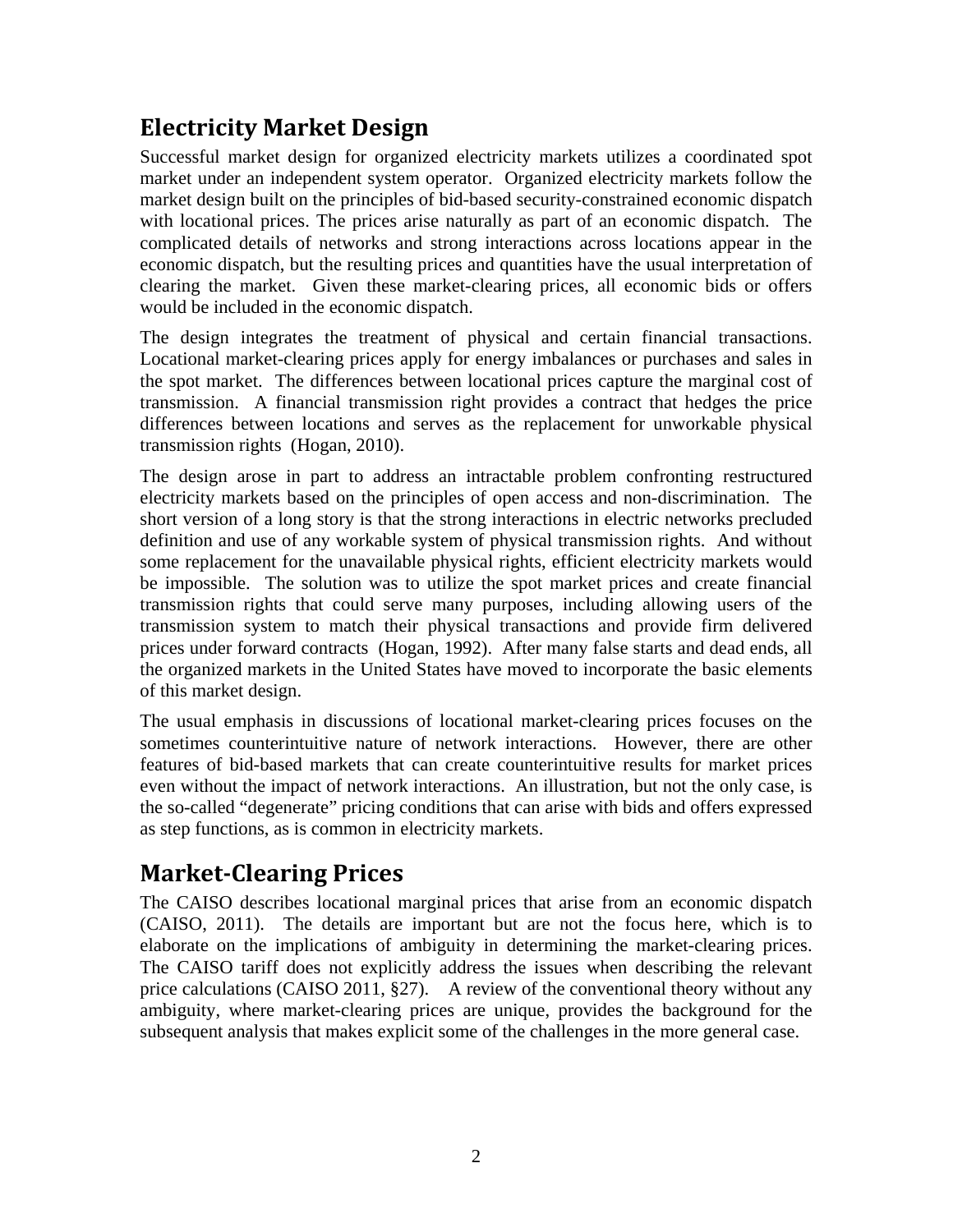## Electricity Market Design

Successful market design for organized electricity markets utilizes a coordinated spot market under an independent system operator. Organized electricity markets follow the market design built on the principles of bid-based security-constrained economic dispatch with locational prices. The prices arise naturally as part of an economic dispatch. The complicated details of networks and strong interactions across locations appear in the economic dispatch, but the resulting prices and quantities have the usual interpretation of clearing the market. Given these market-clearing prices, all economic bids or offers would be included in the economic dispatch.

The design integrates the treatment of physical and certain financial transactions. Locational market-clearing prices apply for energy imbalances or purchases and sales in the spot market. The differences between locational prices capture the marginal cost of transmission. A financial transmission right provides a contract that hedges the price differences between locations and serves as the replacement for unworkable physical transmission rights (Hogan, 2010).

The design arose in part to address an intractable problem confronting restructured electricity markets based on the principles of open access and non-discrimination. The short version of a long story is that the strong interactions in electric networks precluded definition and use of any workable system of physical transmission rights. And without some replacement for the unavailable physical rights, efficient electricity markets would be impossible. The solution was to utilize the spot market prices and create financial transmission rights that could serve many purposes, including allowing users of the transmission system to match their physical transactions and provide firm delivered prices under forward contracts (Hogan, 1992). After many false starts and dead ends, all the organized markets in the United States have moved to incorporate the basic elements of this market design.

The usual emphasis in discussions of locational market-clearing prices focuses on the sometimes counterintuitive nature of network interactions. However, there are other features of bid-based markets that can create counterintuitive results for market prices even without the impact of network interactions. An illustration, but not the only case, is the so-called "degenerate" pricing conditions that can arise with bids and offers expressed as step functions, as is common in electricity markets.

## Market-Clearing Prices

The CAISO describes locational marginal prices that arise from an economic dispatch (CAISO, 2011). The details are important but are not the focus here, which is to elaborate on the implications of ambiguity in determining the market-clearing prices. The CAISO tariff does not explicitly address the issues when describing the relevant price calculations (CAISO 2011, §27). A review of the conventional theory without any ambiguity, where market-clearing prices are unique, provides the background for the subsequent analysis that makes explicit some of the challenges in the more general case.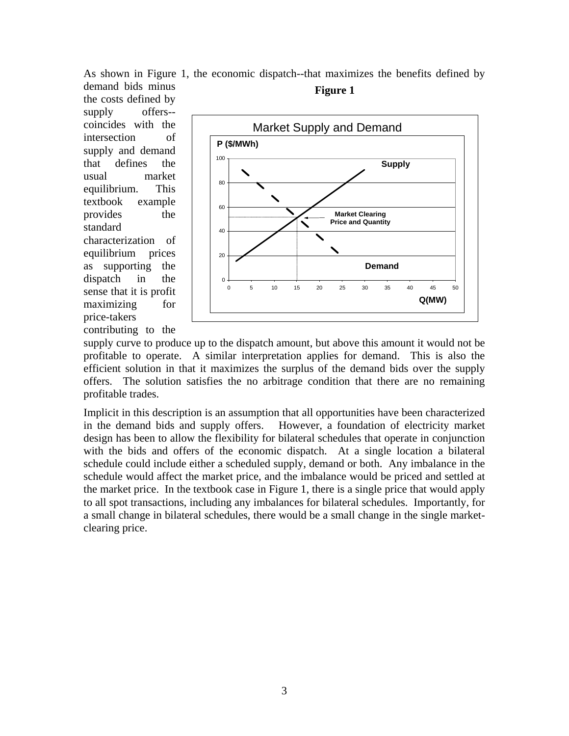As shown in Figure 1, the economic dispatch--that maximizes the benefits defined by demand bids minus the costs defined by supply offers--coincides with the intersection of supply and demand that defines the usual market equilibrium. This textbook example provides the standard characterization of equilibrium prices as supporting the dispatch in the sense that it is profit maximizing for price-takers contributing to the supply curve to produce up to the dispatch amount, but above this amount it would not be profitable to operate. A similar interpretation applies for demand. This is also the efficient solution in that it maximizes the surplus of the demand bids over the supply offers. The solution satisfies the no arbitrage condition that there are no remaining profitable trades.

**Figure 1**

Implicit in this description is an assumption that all opportunities have been characterized in the demand bids and supply offers. However, a foundation of electricity market design has been to allow the flexibility for bilateral schedules that operate in conjunction with the bids and offers of the economic dispatch. At a single location a bilateral schedule could include either a scheduled supply, demand or both. Any imbalance in the schedule would affect the market price, and the imbalance would be priced and settled at the market price. In the textbook case in Figure 1, there is a single price that would apply to all spot transactions, including any imbalances for bilateral schedules. Importantly, for a small change in bilateral schedules, there would be a small change in the single market-clearing price.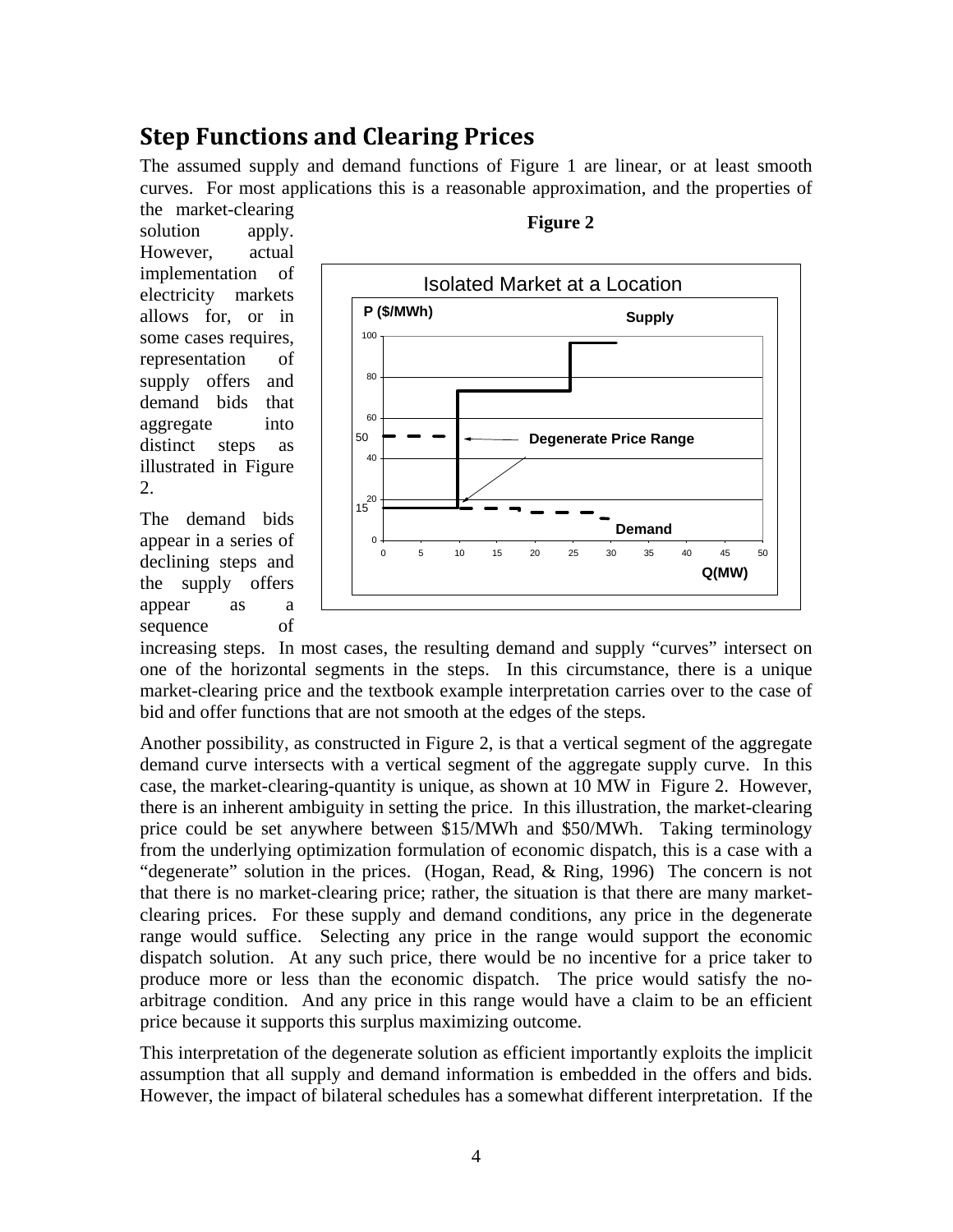## Step Functions and Clearing Prices

The assumed supply and demand functions of Figure 1 are linear, or at least smooth curves. For most applications this is a reasonable approximation, and the properties of the market-clearing solution apply. However, actual implementation of electricity markets allows for, or in some cases requires, representation of supply offers and demand bids that aggregate into distinct steps as illustrated in Figure 2.

**Figure 2**

The demand bids appear in a series of declining steps and the supply offers appear as a sequence of increasing steps. In most cases, the resulting demand and supply "curves" intersect on one of the horizontal segments in the steps. In this circumstance, there is a unique market-clearing price and the textbook example interpretation carries over to the case of bid and offer functions that are not smooth at the edges of the steps.

Another possibility, as constructed in Figure 2, is that a vertical segment of the aggregate demand curve intersects with a vertical segment of the aggregate supply curve. In this case, the market-clearing-quantity is unique, as shown at 10 MW in Figure 2. However, there is an inherent ambiguity in setting the price. In this illustration, the market-clearing price could be set anywhere between \$15/MWh and \$50/MWh. Taking terminology from the underlying optimization formulation of economic dispatch, this is a case with a "degenerate" solution in the prices. (Hogan, Read, & Ring, 1996) The concern is not that there is no market-clearing price; rather, the situation is that there are many market-clearing prices. For these supply and demand conditions, any price in the degenerate range would suffice. Selecting any price in the range would support the economic dispatch solution. At any such price, there would be no incentive for a price taker to produce more or less than the economic dispatch. The price would satisfy the no-arbitrage condition. And any price in this range would have a claim to be an efficient price because it supports this surplus maximizing outcome.

This interpretation of the degenerate solution as efficient importantly exploits the implicit assumption that all supply and demand information is embedded in the offers and bids. However, the impact of bilateral schedules has a somewhat different interpretation. If the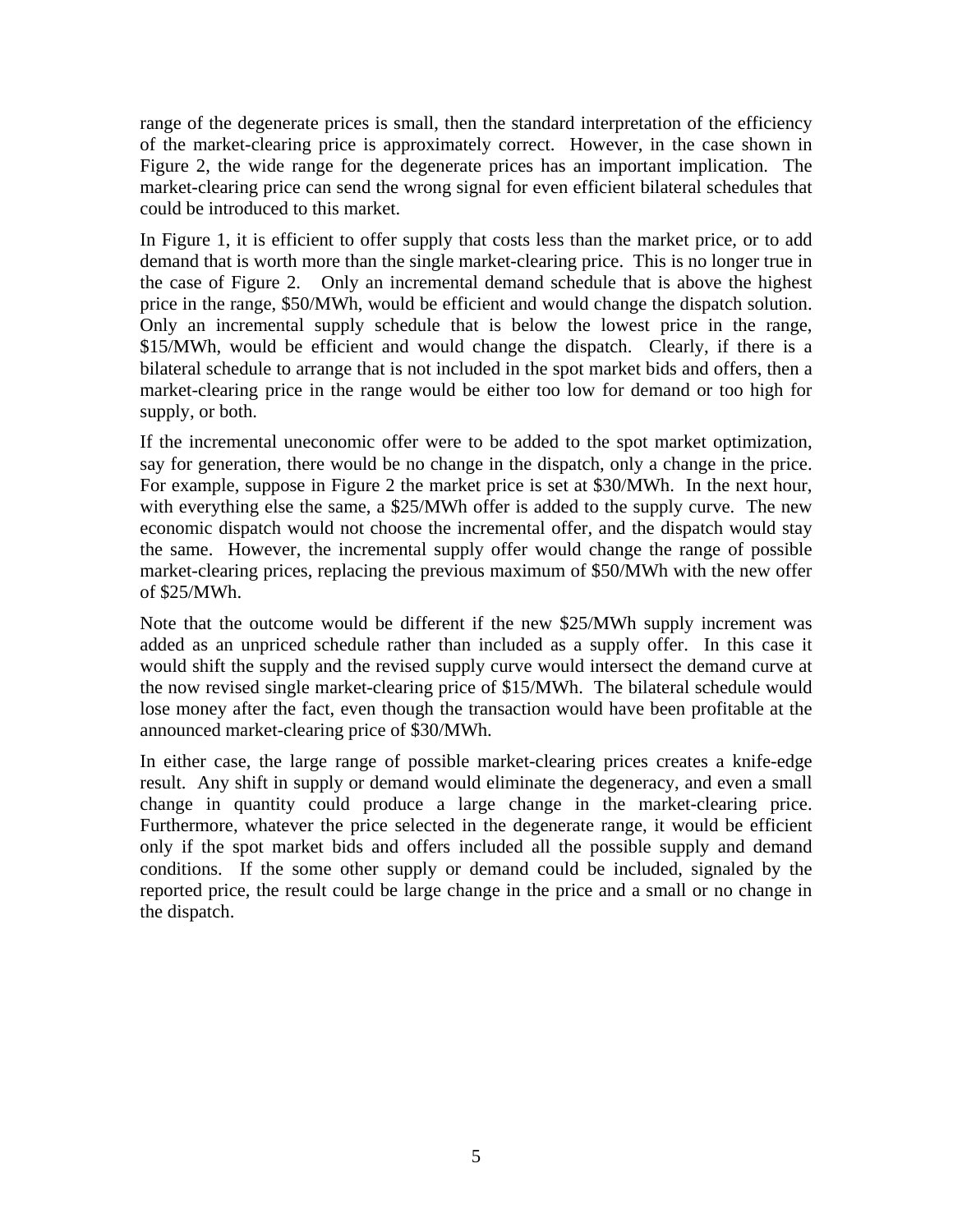range of the degenerate prices is small, then the standard interpretation of the efficiency of the market-clearing price is approximately correct. However, in the case shown in Figure 2, the wide range for the degenerate prices has an important implication. The market-clearing price can send the wrong signal for even efficient bilateral schedules that could be introduced to this market.

In Figure 1, it is efficient to offer supply that costs less than the market price, or to add demand that is worth more than the single market-clearing price. This is no longer true in the case of Figure 2. Only an incremental demand schedule that is above the highest price in the range, $50/MWh, would be efficient and would change the dispatch solution. Only an incremental supply schedule that is below the lowest price in the range, $15/MWh, would be efficient and would change the dispatch. Clearly, if there is a bilateral schedule to arrange that is not included in the spot market bids and offers, then a market-clearing price in the range would be either too low for demand or too high for supply, or both.

If the incremental uneconomic offer were to be added to the spot market optimization, say for generation, there would be no change in the dispatch, only a change in the price. For example, suppose in Figure 2 the market price is set at $30/MWh. In the next hour, with everything else the same, a $25/MWh offer is added to the supply curve. The new economic dispatch would not choose the incremental offer, and the dispatch would stay the same. However, the incremental supply offer would change the range of possible market-clearing prices, replacing the previous maximum of $50/MWh with the new offer of $25/MWh.

Note that the outcome would be different if the new $25/MWh supply increment was added as an unpriced schedule rather than included as a supply offer. In this case it would shift the supply and the revised supply curve would intersect the demand curve at the now revised single market-clearing price of $15/MWh. The bilateral schedule would lose money after the fact, even though the transaction would have been profitable at the announced market-clearing price of $30/MWh.

In either case, the large range of possible market-clearing prices creates a knife-edge result. Any shift in supply or demand would eliminate the degeneracy, and even a small change in quantity could produce a large change in the market-clearing price. Furthermore, whatever the price selected in the degenerate range, it would be efficient only if the spot market bids and offers included all the possible supply and demand conditions. If the some other supply or demand could be included, signaled by the reported price, the result could be large change in the price and a small or no change in the dispatch.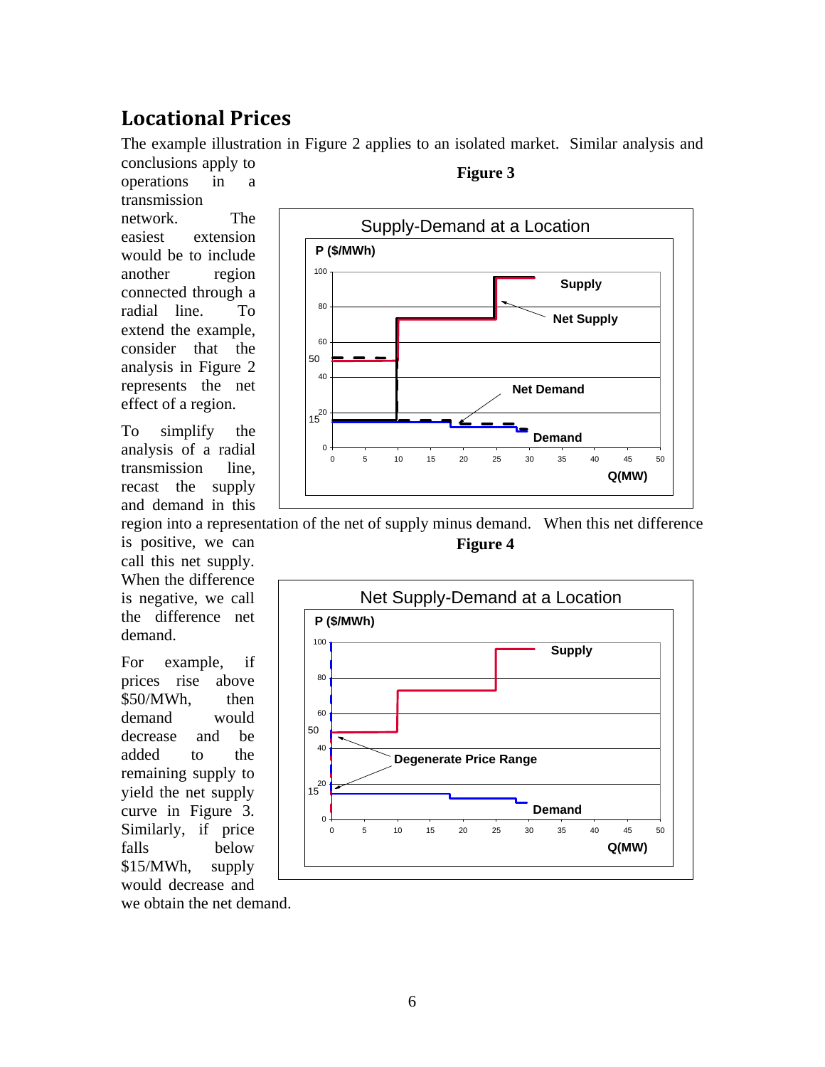## Locational Prices

The example illustration in Figure 2 applies to an isolated market. Similar analysis and conclusions apply to operations in a transmission network. The easiest extension would be to include another region connected through a radial line. To extend the example, consider that the analysis in Figure 2 represents the net effect of a region.

To simplify the analysis of a radial transmission line, recast the supply and demand in this region into a representation of the net of supply minus demand. When this net difference is positive, we can call this net supply. When the difference is negative, we call the difference net demand.

For example, if prices rise above \$50/MWh, then demand would decrease and be added to the remaining supply to yield the net supply curve in Figure 3. Similarly, if price falls below \$15/MWh, supply would decrease and we obtain the net demand.

**Figure 3**

**Figure 4**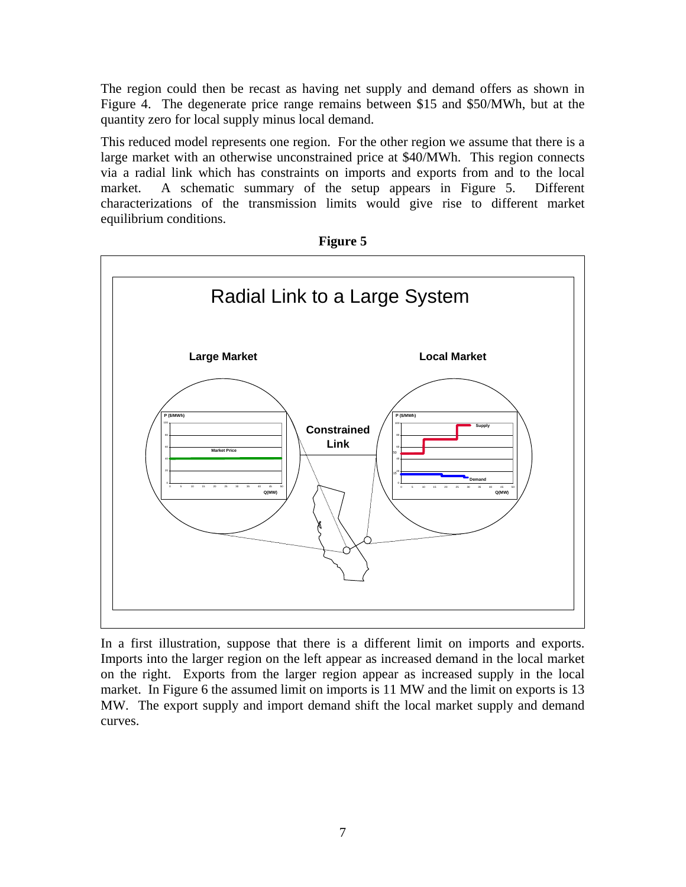The region could then be recast as having net supply and demand offers as shown in Figure 4. The degenerate price range remains between \$15 and \$50/MWh, but at the quantity zero for local supply minus local demand.

This reduced model represents one region. For the other region we assume that there is a large market with an otherwise unconstrained price at \$40/MWh. This region connects via a radial link which has constraints on imports and exports from and to the local market. A schematic summary of the setup appears in Figure 5. Different characterizations of the transmission limits would give rise to different market equilibrium conditions.

**Figure 5**

In a first illustration, suppose that there is a different limit on imports and exports. Imports into the larger region on the left appear as increased demand in the local market on the right. Exports from the larger region appear as increased supply in the local market. In Figure 6 the assumed limit on imports is 11 MW and the limit on exports is 13 MW. The export supply and import demand shift the local market supply and demand curves.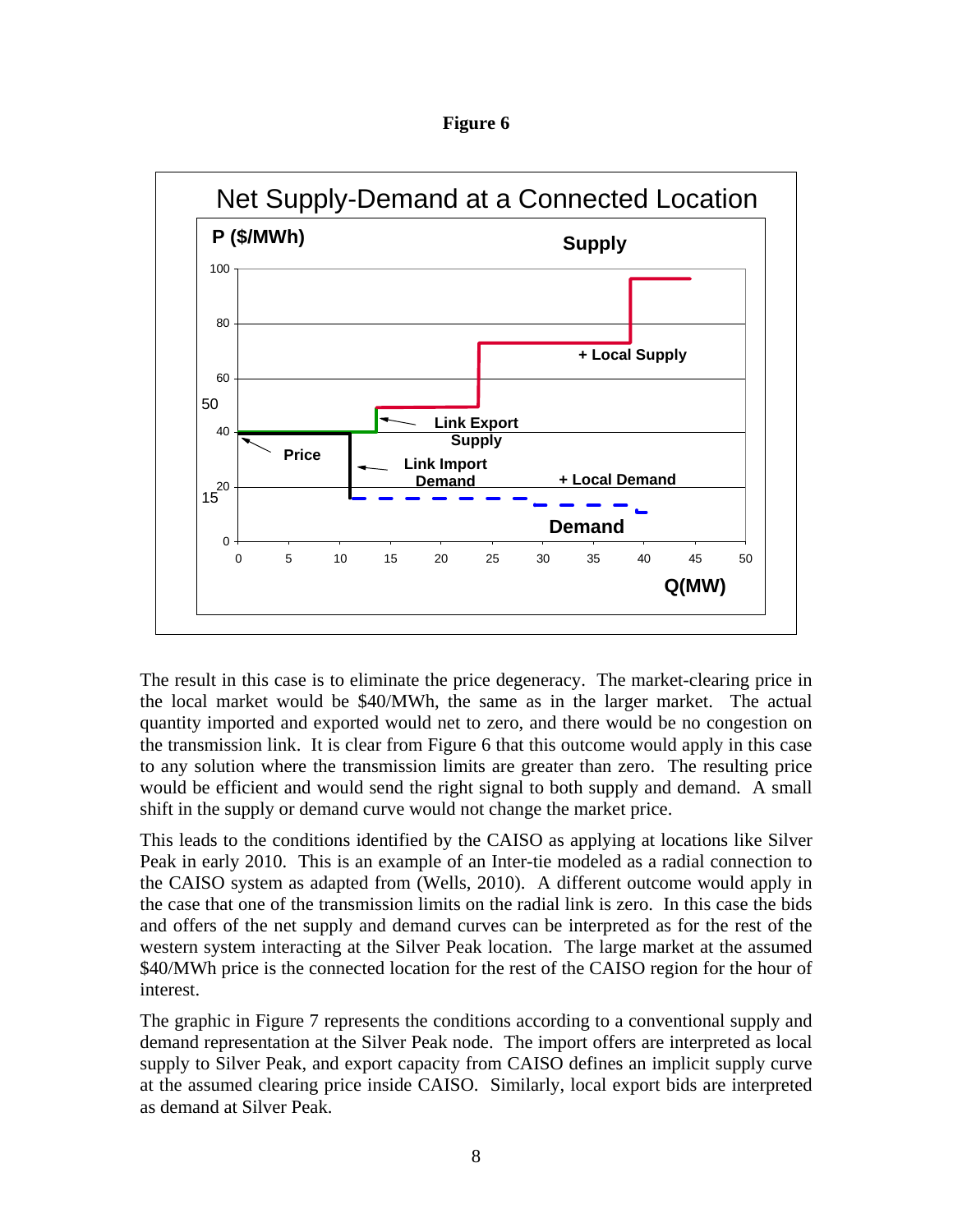**Figure 6**

The result in this case is to eliminate the price degeneracy. The market-clearing price in the local market would be $40/MWh, the same as in the larger market. The actual quantity imported and exported would net to zero, and there would be no congestion on the transmission link. It is clear from Figure 6 that this outcome would apply in this case to any solution where the transmission limits are greater than zero. The resulting price would be efficient and would send the right signal to both supply and demand. A small shift in the supply or demand curve would not change the market price.

This leads to the conditions identified by the CAISO as applying at locations like Silver Peak in early 2010. This is an example of an Inter-tie modeled as a radial connection to the CAISO system as adapted from (Wells, 2010). A different outcome would apply in the case that one of the transmission limits on the radial link is zero. In this case the bids and offers of the net supply and demand curves can be interpreted as for the rest of the western system interacting at the Silver Peak location. The large market at the assumed $40/MWh price is the connected location for the rest of the CAISO region for the hour of interest.

The graphic in Figure 7 represents the conditions according to a conventional supply and demand representation at the Silver Peak node. The import offers are interpreted as local supply to Silver Peak, and export capacity from CAISO defines an implicit supply curve at the assumed clearing price inside CAISO. Similarly, local export bids are interpreted as demand at Silver Peak.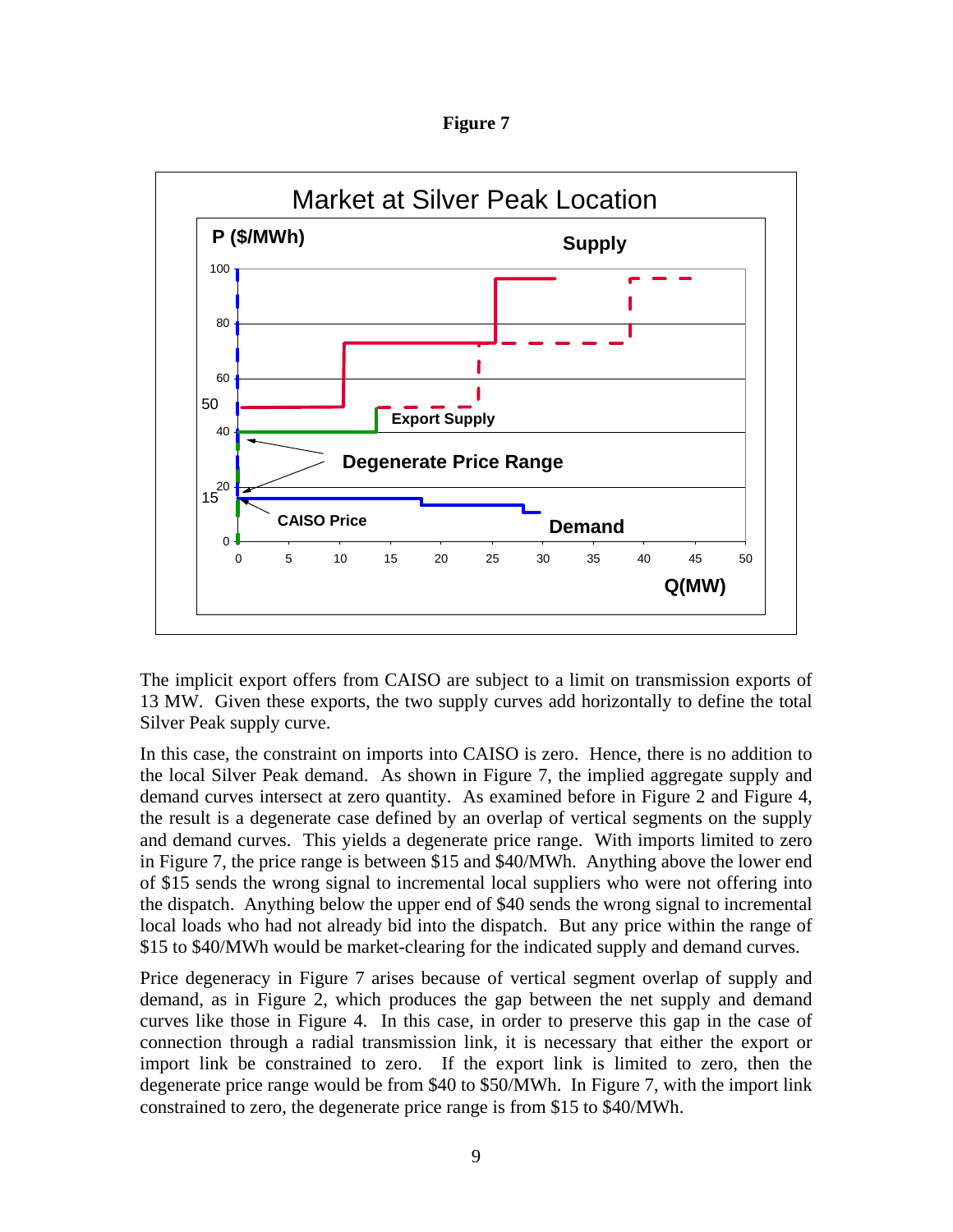**Figure 7**

The implicit export offers from CAISO are subject to a limit on transmission exports of 13 MW. Given these exports, the two supply curves add horizontally to define the total Silver Peak supply curve.

In this case, the constraint on imports into CAISO is zero. Hence, there is no addition to the local Silver Peak demand. As shown in Figure 7, the implied aggregate supply and demand curves intersect at zero quantity. As examined before in Figure 2 and Figure 4, the result is a degenerate case defined by an overlap of vertical segments on the supply and demand curves. This yields a degenerate price range. With imports limited to zero in Figure 7, the price range is between $15 and $40/MWh. Anything above the lower end of $15 sends the wrong signal to incremental local suppliers who were not offering into the dispatch. Anything below the upper end of $40 sends the wrong signal to incremental local loads who had not already bid into the dispatch. But any price within the range of $15 to $40/MWh would be market-clearing for the indicated supply and demand curves.

Price degeneracy in Figure 7 arises because of vertical segment overlap of supply and demand, as in Figure 2, which produces the gap between the net supply and demand curves like those in Figure 4. In this case, in order to preserve this gap in the case of connection through a radial transmission link, it is necessary that either the export or import link be constrained to zero. If the export link is limited to zero, then the degenerate price range would be from $40 to $50/MWh. In Figure 7, with the import link constrained to zero, the degenerate price range is from $15 to $40/MWh.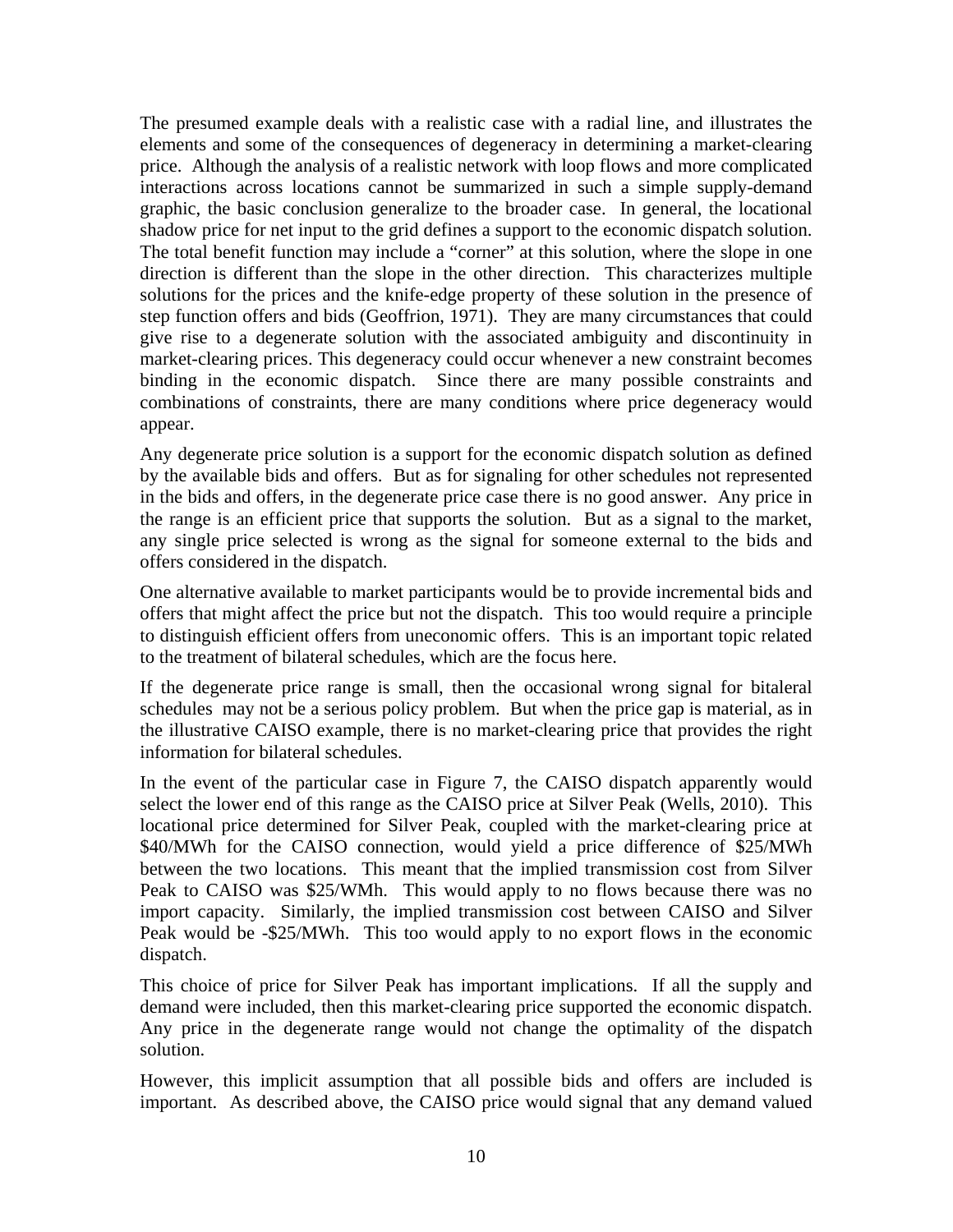The presumed example deals with a realistic case with a radial line, and illustrates the elements and some of the consequences of degeneracy in determining a market-clearing price. Although the analysis of a realistic network with loop flows and more complicated interactions across locations cannot be summarized in such a simple supply-demand graphic, the basic conclusion generalize to the broader case. In general, the locational shadow price for net input to the grid defines a support to the economic dispatch solution. The total benefit function may include a "corner" at this solution, where the slope in one direction is different than the slope in the other direction. This characterizes multiple solutions for the prices and the knife-edge property of these solution in the presence of step function offers and bids (Geoffrion, 1971). They are many circumstances that could give rise to a degenerate solution with the associated ambiguity and discontinuity in market-clearing prices. This degeneracy could occur whenever a new constraint becomes binding in the economic dispatch. Since there are many possible constraints and combinations of constraints, there are many conditions where price degeneracy would appear.

Any degenerate price solution is a support for the economic dispatch solution as defined by the available bids and offers. But as for signaling for other schedules not represented in the bids and offers, in the degenerate price case there is no good answer. Any price in the range is an efficient price that supports the solution. But as a signal to the market, any single price selected is wrong as the signal for someone external to the bids and offers considered in the dispatch.

One alternative available to market participants would be to provide incremental bids and offers that might affect the price but not the dispatch. This too would require a principle to distinguish efficient offers from uneconomic offers. This is an important topic related to the treatment of bilateral schedules, which are the focus here.

If the degenerate price range is small, then the occasional wrong signal for bitaleral schedules may not be a serious policy problem. But when the price gap is material, as in the illustrative CAISO example, there is no market-clearing price that provides the right information for bilateral schedules.

In the event of the particular case in Figure 7, the CAISO dispatch apparently would select the lower end of this range as the CAISO price at Silver Peak (Wells, 2010). This locational price determined for Silver Peak, coupled with the market-clearing price at \$40/MWh for the CAISO connection, would yield a price difference of \$25/MWh between the two locations. This meant that the implied transmission cost from Silver Peak to CAISO was \$25/WMh. This would apply to no flows because there was no import capacity. Similarly, the implied transmission cost between CAISO and Silver Peak would be -\$25/MWh. This too would apply to no export flows in the economic dispatch.

This choice of price for Silver Peak has important implications. If all the supply and demand were included, then this market-clearing price supported the economic dispatch. Any price in the degenerate range would not change the optimality of the dispatch solution.

However, this implicit assumption that all possible bids and offers are included is important. As described above, the CAISO price would signal that any demand valued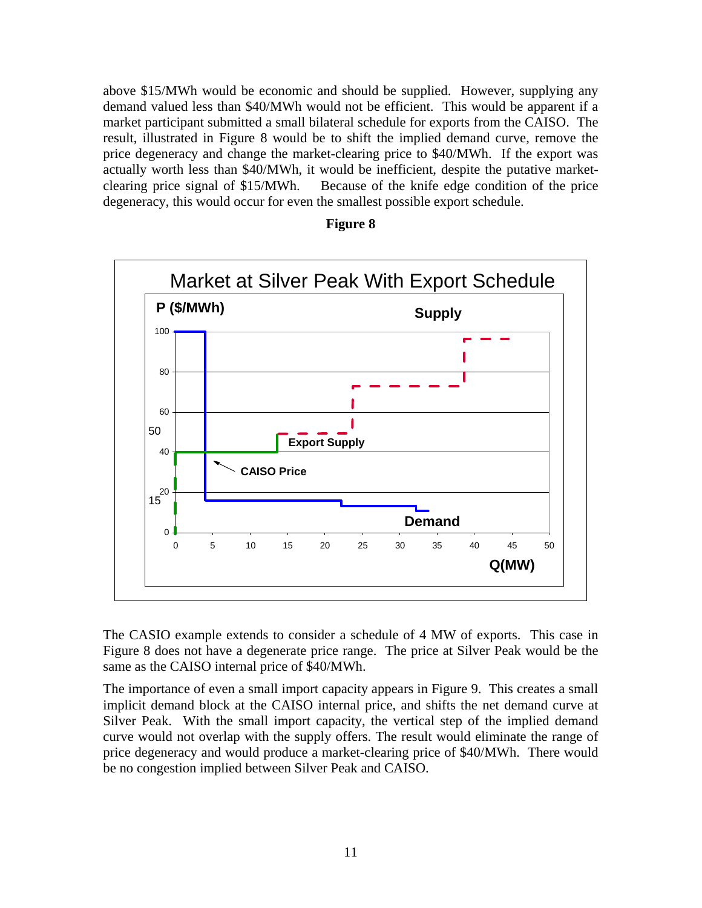above \$15/MWh would be economic and should be supplied. However, supplying any demand valued less than \$40/MWh would not be efficient. This would be apparent if a market participant submitted a small bilateral schedule for exports from the CAISO. The result, illustrated in Figure 8 would be to shift the implied demand curve, remove the price degeneracy and change the market-clearing price to \$40/MWh. If the export was actually worth less than \$40/MWh, it would be inefficient, despite the putative market-clearing price signal of \$15/MWh. Because of the knife edge condition of the price degeneracy, this would occur for even the smallest possible export schedule.

**Figure 8**

The CASIO example extends to consider a schedule of 4 MW of exports. This case in Figure 8 does not have a degenerate price range. The price at Silver Peak would be the same as the CAISO internal price of \$40/MWh.

The importance of even a small import capacity appears in Figure 9. This creates a small implicit demand block at the CAISO internal price, and shifts the net demand curve at Silver Peak. With the small import capacity, the vertical step of the implied demand curve would not overlap with the supply offers. The result would eliminate the range of price degeneracy and would produce a market-clearing price of \$40/MWh. There would be no congestion implied between Silver Peak and CAISO.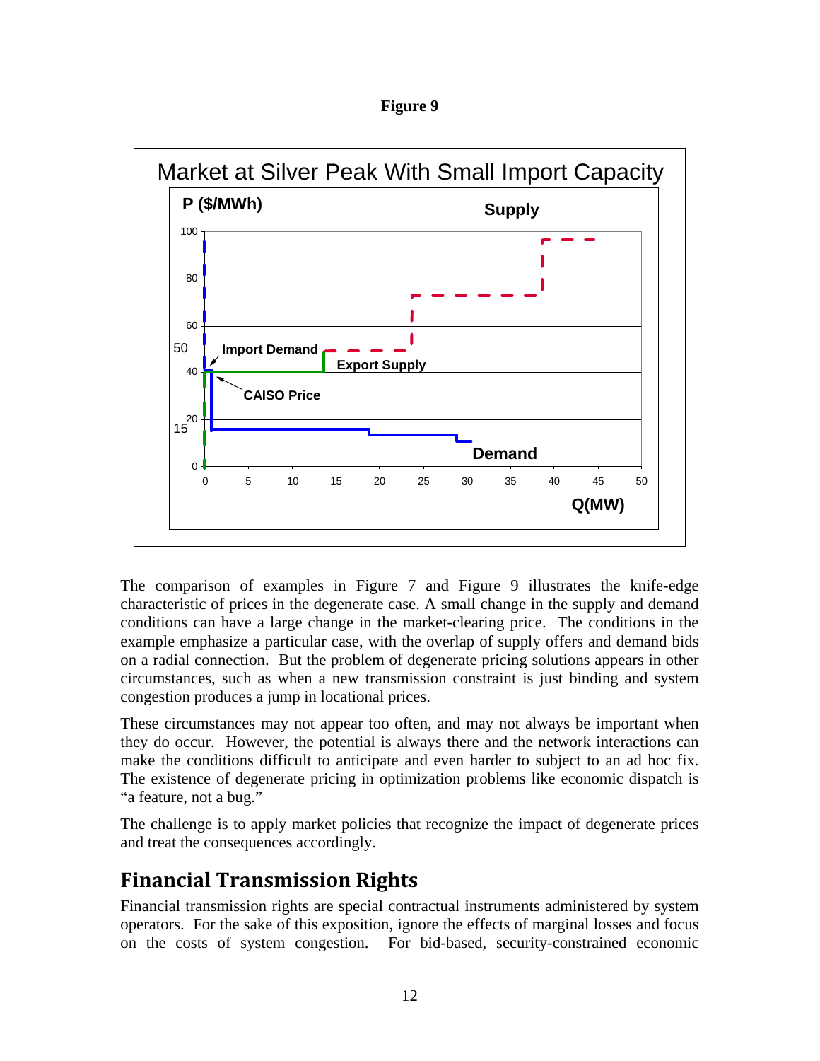**Figure 9**

The comparison of examples in Figure 7 and Figure 9 illustrates the knife-edge characteristic of prices in the degenerate case. A small change in the supply and demand conditions can have a large change in the market-clearing price. The conditions in the example emphasize a particular case, with the overlap of supply offers and demand bids on a radial connection. But the problem of degenerate pricing solutions appears in other circumstances, such as when a new transmission constraint is just binding and system congestion produces a jump in locational prices.

These circumstances may not appear too often, and may not always be important when they do occur. However, the potential is always there and the network interactions can make the conditions difficult to anticipate and even harder to subject to an ad hoc fix. The existence of degenerate pricing in optimization problems like economic dispatch is "a feature, not a bug."

The challenge is to apply market policies that recognize the impact of degenerate prices and treat the consequences accordingly.

## Financial Transmission Rights

Financial transmission rights are special contractual instruments administered by system operators. For the sake of this exposition, ignore the effects of marginal losses and focus on the costs of system congestion. For bid-based, security-constrained economic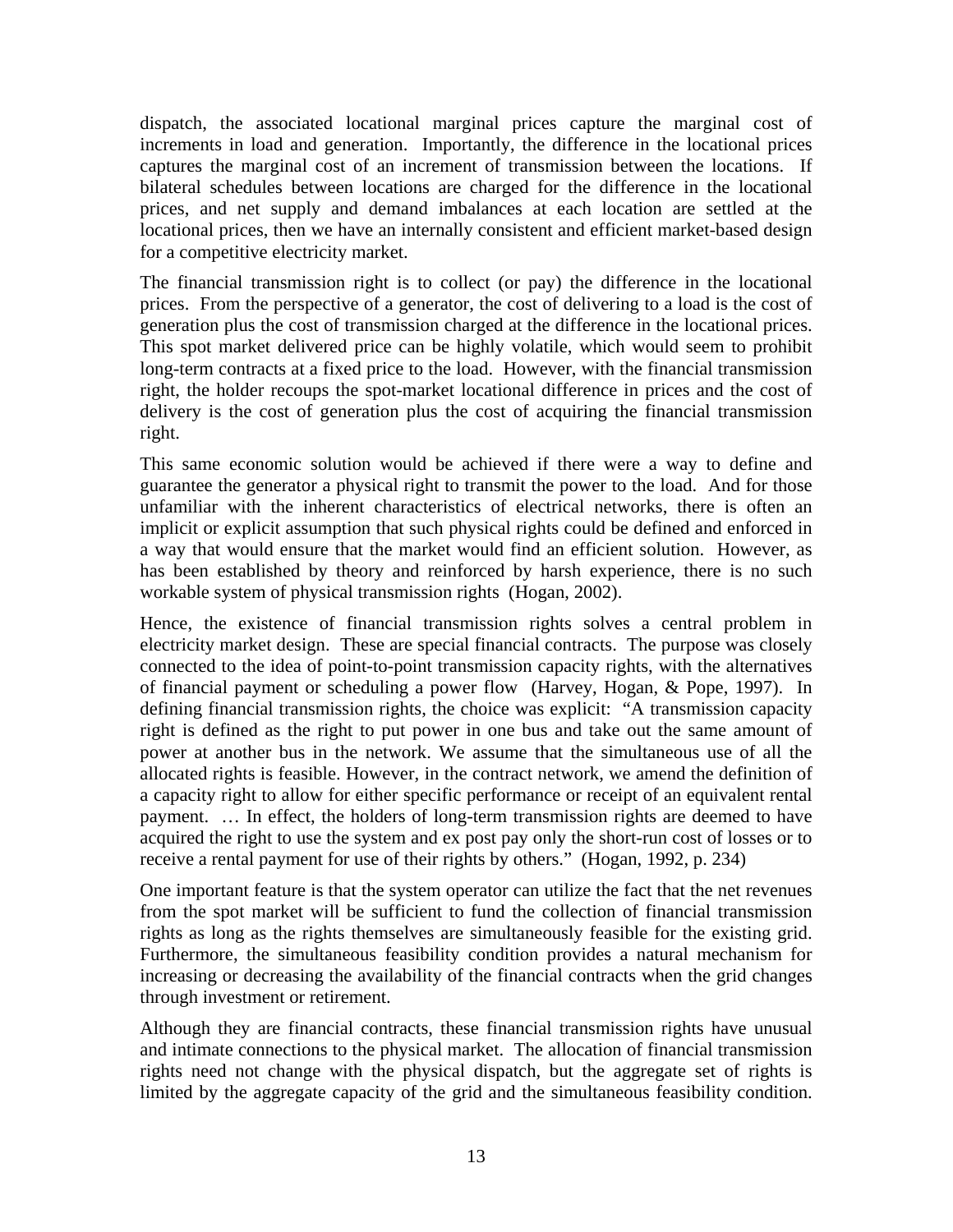dispatch, the associated locational marginal prices capture the marginal cost of increments in load and generation. Importantly, the difference in the locational prices captures the marginal cost of an increment of transmission between the locations. If bilateral schedules between locations are charged for the difference in the locational prices, and net supply and demand imbalances at each location are settled at the locational prices, then we have an internally consistent and efficient market-based design for a competitive electricity market.

The financial transmission right is to collect (or pay) the difference in the locational prices. From the perspective of a generator, the cost of delivering to a load is the cost of generation plus the cost of transmission charged at the difference in the locational prices. This spot market delivered price can be highly volatile, which would seem to prohibit long-term contracts at a fixed price to the load. However, with the financial transmission right, the holder recoups the spot-market locational difference in prices and the cost of delivery is the cost of generation plus the cost of acquiring the financial transmission right.

This same economic solution would be achieved if there were a way to define and guarantee the generator a physical right to transmit the power to the load. And for those unfamiliar with the inherent characteristics of electrical networks, there is often an implicit or explicit assumption that such physical rights could be defined and enforced in a way that would ensure that the market would find an efficient solution. However, as has been established by theory and reinforced by harsh experience, there is no such workable system of physical transmission rights (Hogan, 2002).

Hence, the existence of financial transmission rights solves a central problem in electricity market design. These are special financial contracts. The purpose was closely connected to the idea of point-to-point transmission capacity rights, with the alternatives of financial payment or scheduling a power flow (Harvey, Hogan, & Pope, 1997). In defining financial transmission rights, the choice was explicit: "A transmission capacity right is defined as the right to put power in one bus and take out the same amount of power at another bus in the network. We assume that the simultaneous use of all the allocated rights is feasible. However, in the contract network, we amend the definition of a capacity right to allow for either specific performance or receipt of an equivalent rental payment. … In effect, the holders of long-term transmission rights are deemed to have acquired the right to use the system and ex post pay only the short-run cost of losses or to receive a rental payment for use of their rights by others." (Hogan, 1992, p. 234)

One important feature is that the system operator can utilize the fact that the net revenues from the spot market will be sufficient to fund the collection of financial transmission rights as long as the rights themselves are simultaneously feasible for the existing grid. Furthermore, the simultaneous feasibility condition provides a natural mechanism for increasing or decreasing the availability of the financial contracts when the grid changes through investment or retirement.

Although they are financial contracts, these financial transmission rights have unusual and intimate connections to the physical market. The allocation of financial transmission rights need not change with the physical dispatch, but the aggregate set of rights is limited by the aggregate capacity of the grid and the simultaneous feasibility condition.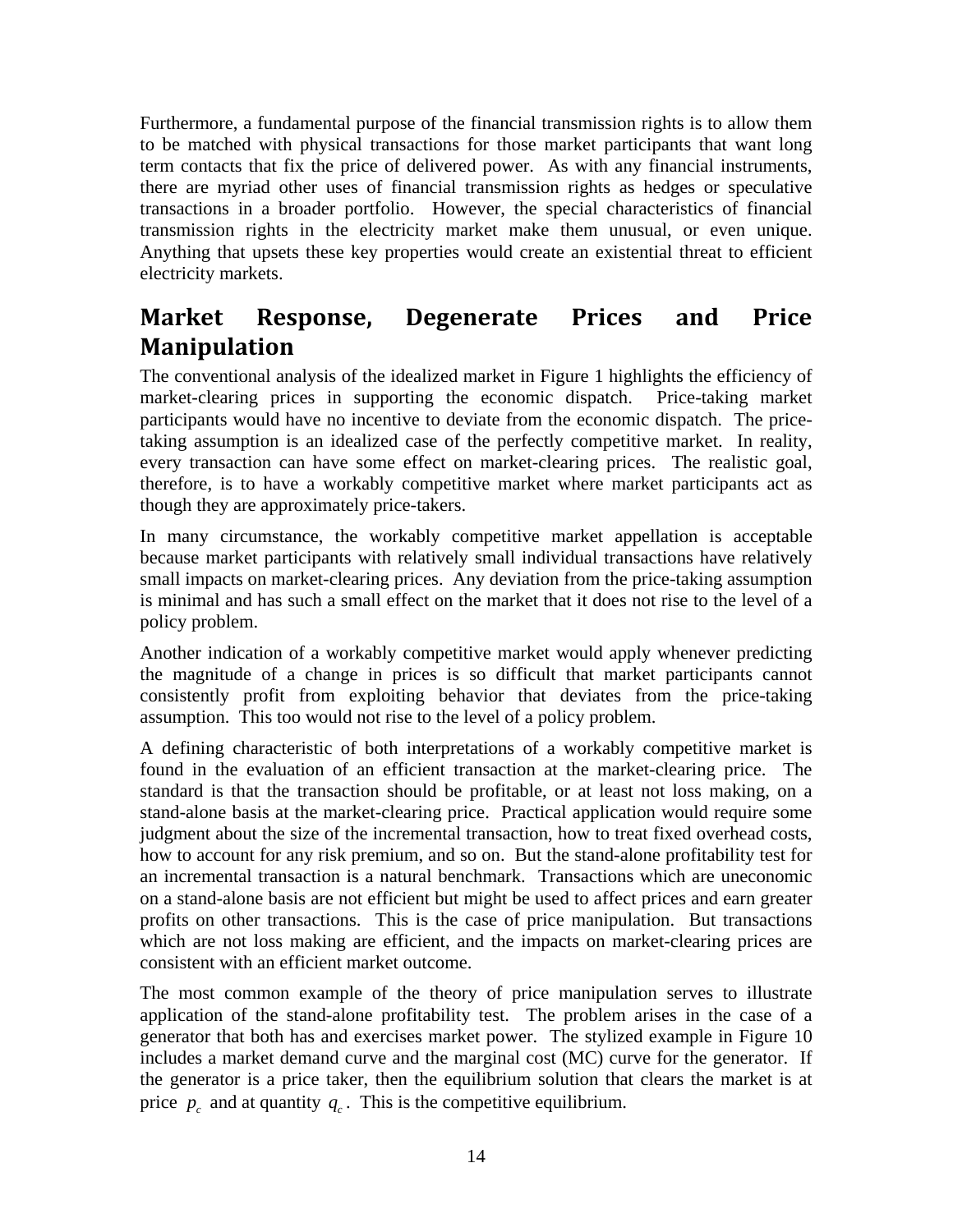Furthermore, a fundamental purpose of the financial transmission rights is to allow them to be matched with physical transactions for those market participants that want long term contacts that fix the price of delivered power. As with any financial instruments, there are myriad other uses of financial transmission rights as hedges or speculative transactions in a broader portfolio. However, the special characteristics of financial transmission rights in the electricity market make them unusual, or even unique. Anything that upsets these key properties would create an existential threat to efficient electricity markets.

## Market Response, Degenerate Prices and Price Manipulation

The conventional analysis of the idealized market in Figure 1 highlights the efficiency of market-clearing prices in supporting the economic dispatch. Price-taking market participants would have no incentive to deviate from the economic dispatch. The price-taking assumption is an idealized case of the perfectly competitive market. In reality, every transaction can have some effect on market-clearing prices. The realistic goal, therefore, is to have a workably competitive market where market participants act as though they are approximately price-takers.

In many circumstance, the workably competitive market appellation is acceptable because market participants with relatively small individual transactions have relatively small impacts on market-clearing prices. Any deviation from the price-taking assumption is minimal and has such a small effect on the market that it does not rise to the level of a policy problem.

Another indication of a workably competitive market would apply whenever predicting the magnitude of a change in prices is so difficult that market participants cannot consistently profit from exploiting behavior that deviates from the price-taking assumption. This too would not rise to the level of a policy problem.

A defining characteristic of both interpretations of a workably competitive market is found in the evaluation of an efficient transaction at the market-clearing price. The standard is that the transaction should be profitable, or at least not loss making, on a stand-alone basis at the market-clearing price. Practical application would require some judgment about the size of the incremental transaction, how to treat fixed overhead costs, how to account for any risk premium, and so on. But the stand-alone profitability test for an incremental transaction is a natural benchmark. Transactions which are uneconomic on a stand-alone basis are not efficient but might be used to affect prices and earn greater profits on other transactions. This is the case of price manipulation. But transactions which are not loss making are efficient, and the impacts on market-clearing prices are consistent with an efficient market outcome.

The most common example of the theory of price manipulation serves to illustrate application of the stand-alone profitability test. The problem arises in the case of a generator that both has and exercises market power. The stylized example in Figure 10 includes a market demand curve and the marginal cost (MC) curve for the generator. If the generator is a price taker, then the equilibrium solution that clears the market is at price $p_c$ and at quantity $q_c$. This is the competitive equilibrium.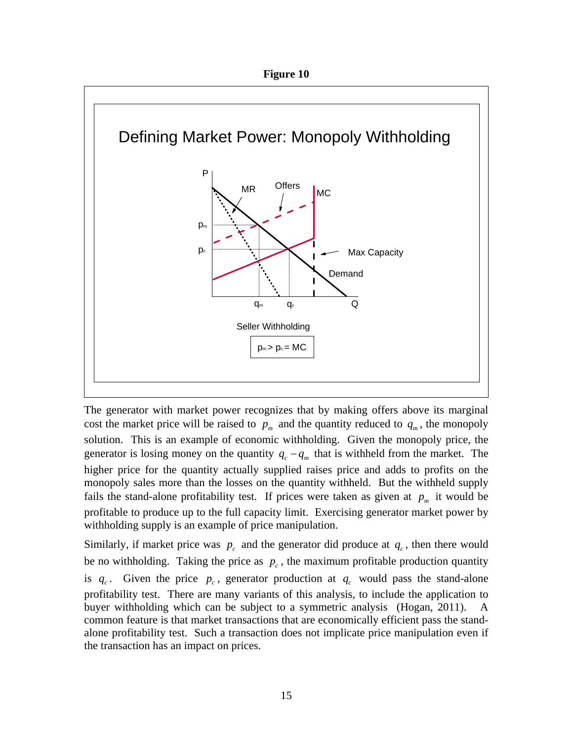**Figure 10**

The generator with market power recognizes that by making offers above its marginal cost the market price will be raised to $p_m$ and the quantity reduced to $q_m$, the monopoly solution. This is an example of economic withholding. Given the monopoly price, the generator is losing money on the quantity $q_c - q_m$ that is withheld from the market. The higher price for the quantity actually supplied raises price and adds to profits on the monopoly sales more than the losses on the quantity withheld. But the withheld supply fails the stand-alone profitability test. If prices were taken as given at $p_m$ it would be profitable to produce up to the full capacity limit. Exercising generator market power by withholding supply is an example of price manipulation.

Similarly, if market price was $p_c$ and the generator did produce at $q_c$, then there would be no withholding. Taking the price as $p_c$, the maximum profitable production quantity is $q_c$. Given the price $p_c$, generator production at $q_c$ would pass the stand-alone profitability test. There are many variants of this analysis, to include the application to buyer withholding which can be subject to a symmetric analysis (Hogan, 2011). A common feature is that market transactions that are economically efficient pass the stand-alone profitability test. Such a transaction does not implicate price manipulation even if the transaction has an impact on prices.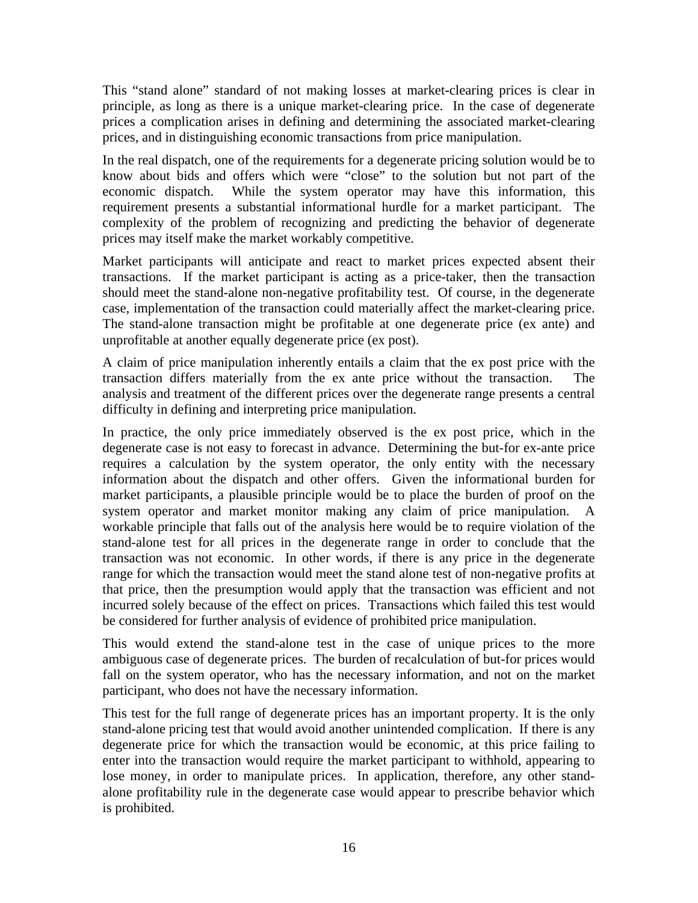This “stand alone” standard of not making losses at market-clearing prices is clear in principle, as long as there is a unique market-clearing price. In the case of degenerate prices a complication arises in defining and determining the associated market-clearing prices, and in distinguishing economic transactions from price manipulation.

In the real dispatch, one of the requirements for a degenerate pricing solution would be to know about bids and offers which were “close” to the solution but not part of the economic dispatch. While the system operator may have this information, this requirement presents a substantial informational hurdle for a market participant. The complexity of the problem of recognizing and predicting the behavior of degenerate prices may itself make the market workably competitive.

Market participants will anticipate and react to market prices expected absent their transactions. If the market participant is acting as a price-taker, then the transaction should meet the stand-alone non-negative profitability test. Of course, in the degenerate case, implementation of the transaction could materially affect the market-clearing price. The stand-alone transaction might be profitable at one degenerate price (ex ante) and unprofitable at another equally degenerate price (ex post).

A claim of price manipulation inherently entails a claim that the ex post price with the transaction differs materially from the ex ante price without the transaction. The analysis and treatment of the different prices over the degenerate range presents a central difficulty in defining and interpreting price manipulation.

In practice, the only price immediately observed is the ex post price, which in the degenerate case is not easy to forecast in advance. Determining the but-for ex-ante price requires a calculation by the system operator, the only entity with the necessary information about the dispatch and other offers. Given the informational burden for market participants, a plausible principle would be to place the burden of proof on the system operator and market monitor making any claim of price manipulation. A workable principle that falls out of the analysis here would be to require violation of the stand-alone test for all prices in the degenerate range in order to conclude that the transaction was not economic. In other words, if there is any price in the degenerate range for which the transaction would meet the stand alone test of non-negative profits at that price, then the presumption would apply that the transaction was efficient and not incurred solely because of the effect on prices. Transactions which failed this test would be considered for further analysis of evidence of prohibited price manipulation.

This would extend the stand-alone test in the case of unique prices to the more ambiguous case of degenerate prices. The burden of recalculation of but-for prices would fall on the system operator, who has the necessary information, and not on the market participant, who does not have the necessary information.

This test for the full range of degenerate prices has an important property. It is the only stand-alone pricing test that would avoid another unintended complication. If there is any degenerate price for which the transaction would be economic, at this price failing to enter into the transaction would require the market participant to withhold, appearing to lose money, in order to manipulate prices. In application, therefore, any other stand-alone profitability rule in the degenerate case would appear to prescribe behavior which is prohibited.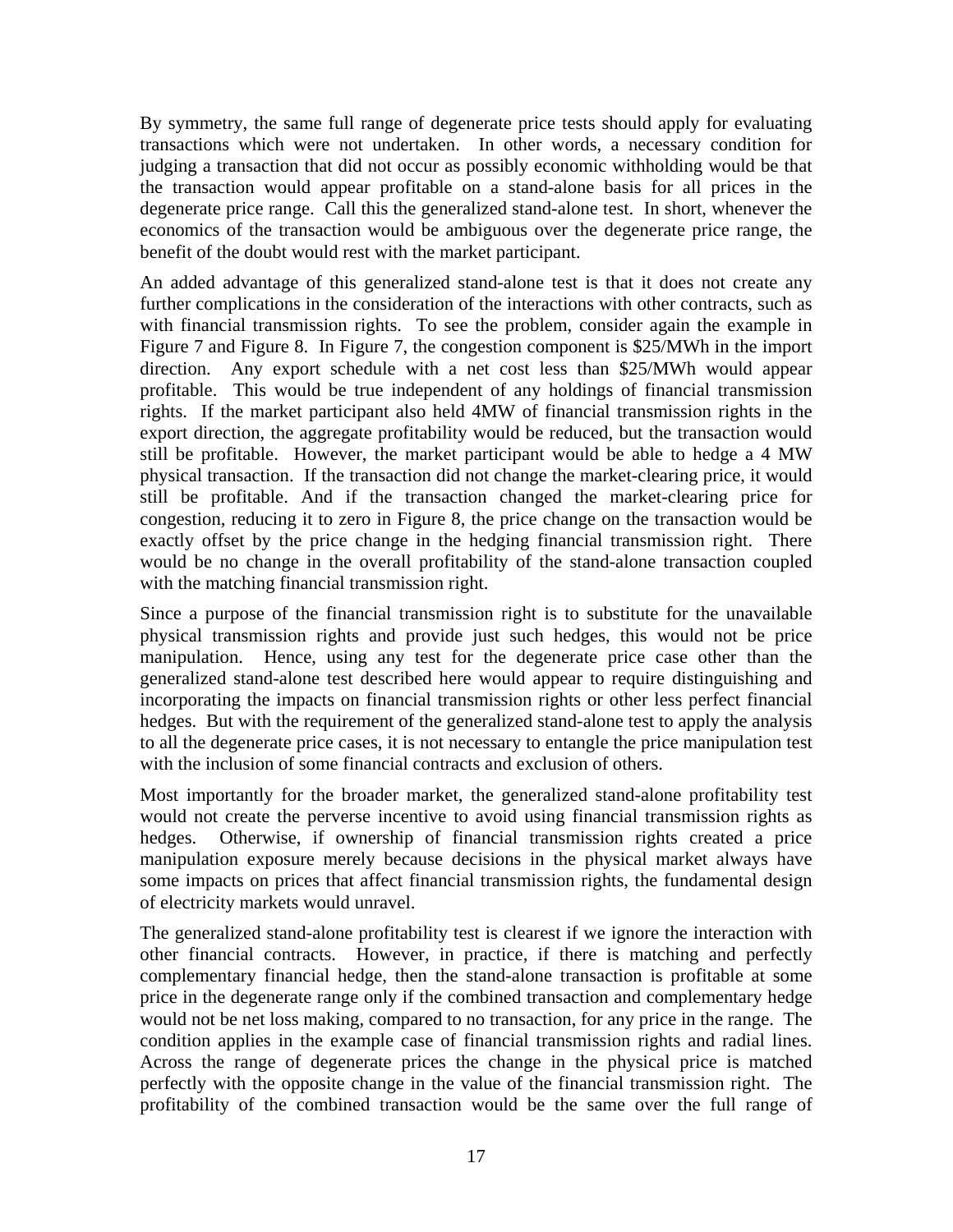By symmetry, the same full range of degenerate price tests should apply for evaluating transactions which were not undertaken. In other words, a necessary condition for judging a transaction that did not occur as possibly economic withholding would be that the transaction would appear profitable on a stand-alone basis for all prices in the degenerate price range. Call this the generalized stand-alone test. In short, whenever the economics of the transaction would be ambiguous over the degenerate price range, the benefit of the doubt would rest with the market participant.

An added advantage of this generalized stand-alone test is that it does not create any further complications in the consideration of the interactions with other contracts, such as with financial transmission rights. To see the problem, consider again the example in Figure 7 and Figure 8. In Figure 7, the congestion component is \$25/MWh in the import direction. Any export schedule with a net cost less than \$25/MWh would appear profitable. This would be true independent of any holdings of financial transmission rights. If the market participant also held 4MW of financial transmission rights in the export direction, the aggregate profitability would be reduced, but the transaction would still be profitable. However, the market participant would be able to hedge a 4 MW physical transaction. If the transaction did not change the market-clearing price, it would still be profitable. And if the transaction changed the market-clearing price for congestion, reducing it to zero in Figure 8, the price change on the transaction would be exactly offset by the price change in the hedging financial transmission right. There would be no change in the overall profitability of the stand-alone transaction coupled with the matching financial transmission right.

Since a purpose of the financial transmission right is to substitute for the unavailable physical transmission rights and provide just such hedges, this would not be price manipulation. Hence, using any test for the degenerate price case other than the generalized stand-alone test described here would appear to require distinguishing and incorporating the impacts on financial transmission rights or other less perfect financial hedges. But with the requirement of the generalized stand-alone test to apply the analysis to all the degenerate price cases, it is not necessary to entangle the price manipulation test with the inclusion of some financial contracts and exclusion of others.

Most importantly for the broader market, the generalized stand-alone profitability test would not create the perverse incentive to avoid using financial transmission rights as hedges. Otherwise, if ownership of financial transmission rights created a price manipulation exposure merely because decisions in the physical market always have some impacts on prices that affect financial transmission rights, the fundamental design of electricity markets would unravel.

The generalized stand-alone profitability test is clearest if we ignore the interaction with other financial contracts. However, in practice, if there is matching and perfectly complementary financial hedge, then the stand-alone transaction is profitable at some price in the degenerate range only if the combined transaction and complementary hedge would not be net loss making, compared to no transaction, for any price in the range. The condition applies in the example case of financial transmission rights and radial lines. Across the range of degenerate prices the change in the physical price is matched perfectly with the opposite change in the value of the financial transmission right. The profitability of the combined transaction would be the same over the full range of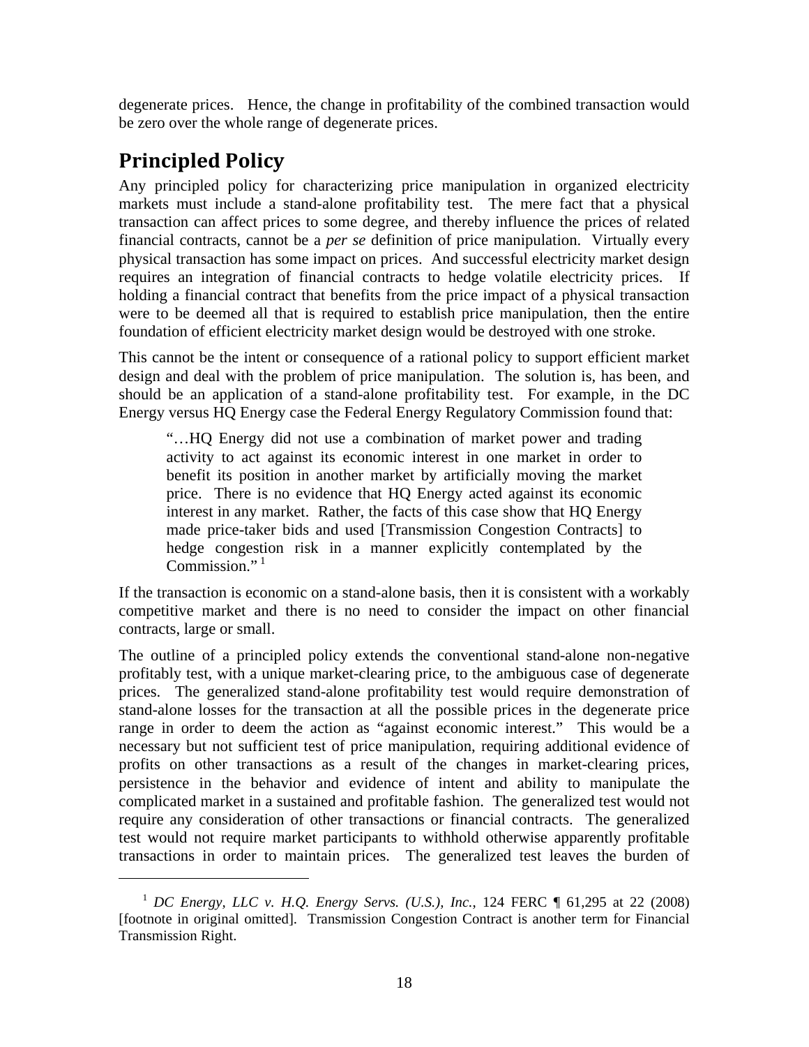degenerate prices. Hence, the change in profitability of the combined transaction would be zero over the whole range of degenerate prices.

## Principled Policy

Any principled policy for characterizing price manipulation in organized electricity markets must include a stand-alone profitability test. The mere fact that a physical transaction can affect prices to some degree, and thereby influence the prices of related financial contracts, cannot be a *per se* definition of price manipulation. Virtually every physical transaction has some impact on prices. And successful electricity market design requires an integration of financial contracts to hedge volatile electricity prices. If holding a financial contract that benefits from the price impact of a physical transaction were to be deemed all that is required to establish price manipulation, then the entire foundation of efficient electricity market design would be destroyed with one stroke.

This cannot be the intent or consequence of a rational policy to support efficient market design and deal with the problem of price manipulation. The solution is, has been, and should be an application of a stand-alone profitability test. For example, in the DC Energy versus HQ Energy case the Federal Energy Regulatory Commission found that:

> "…HQ Energy did not use a combination of market power and trading activity to act against its economic interest in one market in order to benefit its position in another market by artificially moving the market price. There is no evidence that HQ Energy acted against its economic interest in any market. Rather, the facts of this case show that HQ Energy made price-taker bids and used [Transmission Congestion Contracts] to hedge congestion risk in a manner explicitly contemplated by the Commission." [1]

If the transaction is economic on a stand-alone basis, then it is consistent with a workably competitive market and there is no need to consider the impact on other financial contracts, large or small.

The outline of a principled policy extends the conventional stand-alone non-negative profitably test, with a unique market-clearing price, to the ambiguous case of degenerate prices. The generalized stand-alone profitability test would require demonstration of stand-alone losses for the transaction at all the possible prices in the degenerate price range in order to deem the action as "against economic interest." This would be a necessary but not sufficient test of price manipulation, requiring additional evidence of profits on other transactions as a result of the changes in market-clearing prices, persistence in the behavior and evidence of intent and ability to manipulate the complicated market in a sustained and profitable fashion. The generalized test would not require any consideration of other transactions or financial contracts. The generalized test would not require market participants to withhold otherwise apparently profitable transactions in order to maintain prices. The generalized test leaves the burden of

---

[1] *DC Energy, LLC v. H.Q. Energy Servs. (U.S.), Inc.*, 124 FERC ¶ 61,295 at 22 (2008) [footnote in original omitted]. Transmission Congestion Contract is another term for Financial Transmission Right.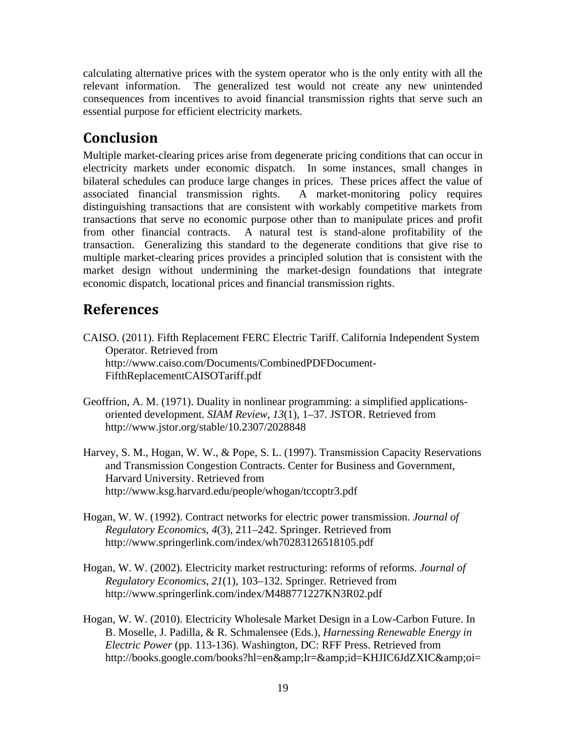calculating alternative prices with the system operator who is the only entity with all the relevant information. The generalized test would not create any new unintended consequences from incentives to avoid financial transmission rights that serve such an essential purpose for efficient electricity markets.

## Conclusion

Multiple market-clearing prices arise from degenerate pricing conditions that can occur in electricity markets under economic dispatch. In some instances, small changes in bilateral schedules can produce large changes in prices. These prices affect the value of associated financial transmission rights. A market-monitoring policy requires distinguishing transactions that are consistent with workably competitive markets from transactions that serve no economic purpose other than to manipulate prices and profit from other financial contracts. A natural test is stand-alone profitability of the transaction. Generalizing this standard to the degenerate conditions that give rise to multiple market-clearing prices provides a principled solution that is consistent with the market design without undermining the market-design foundations that integrate economic dispatch, locational prices and financial transmission rights.

## References

CAISO. (2011). Fifth Replacement FERC Electric Tariff. California Independent System Operator. Retrieved from http://www.caiso.com/Documents/CombinedPDFDocument-FifthReplacementCAISOTariff.pdf

Geoffrion, A. M. (1971). Duality in nonlinear programming: a simplified applications-oriented development. *SIAM Review*, *13*(1), 1–37. JSTOR. Retrieved from http://www.jstor.org/stable/10.2307/2028848

Harvey, S. M., Hogan, W. W., & Pope, S. L. (1997). Transmission Capacity Reservations and Transmission Congestion Contracts. Center for Business and Government, Harvard University. Retrieved from http://www.ksg.harvard.edu/people/whogan/tccoptr3.pdf

Hogan, W. W. (1992). Contract networks for electric power transmission. *Journal of Regulatory Economics*, *4*(3), 211–242. Springer. Retrieved from http://www.springerlink.com/index/wh70283126518105.pdf

Hogan, W. W. (2002). Electricity market restructuring: reforms of reforms. *Journal of Regulatory Economics*, *21*(1), 103–132. Springer. Retrieved from http://www.springerlink.com/index/M488771227KN3R02.pdf

Hogan, W. W. (2010). Electricity Wholesale Market Design in a Low-Carbon Future. In B. Moselle, J. Padilla, & R. Schmalensee (Eds.), *Harnessing Renewable Energy in Electric Power* (pp. 113-136). Washington, DC: RFF Press. Retrieved from http://books.google.com/books?hl=en&amp;lr=&amp;id=KHJIC6JdZXIC&amp;oi=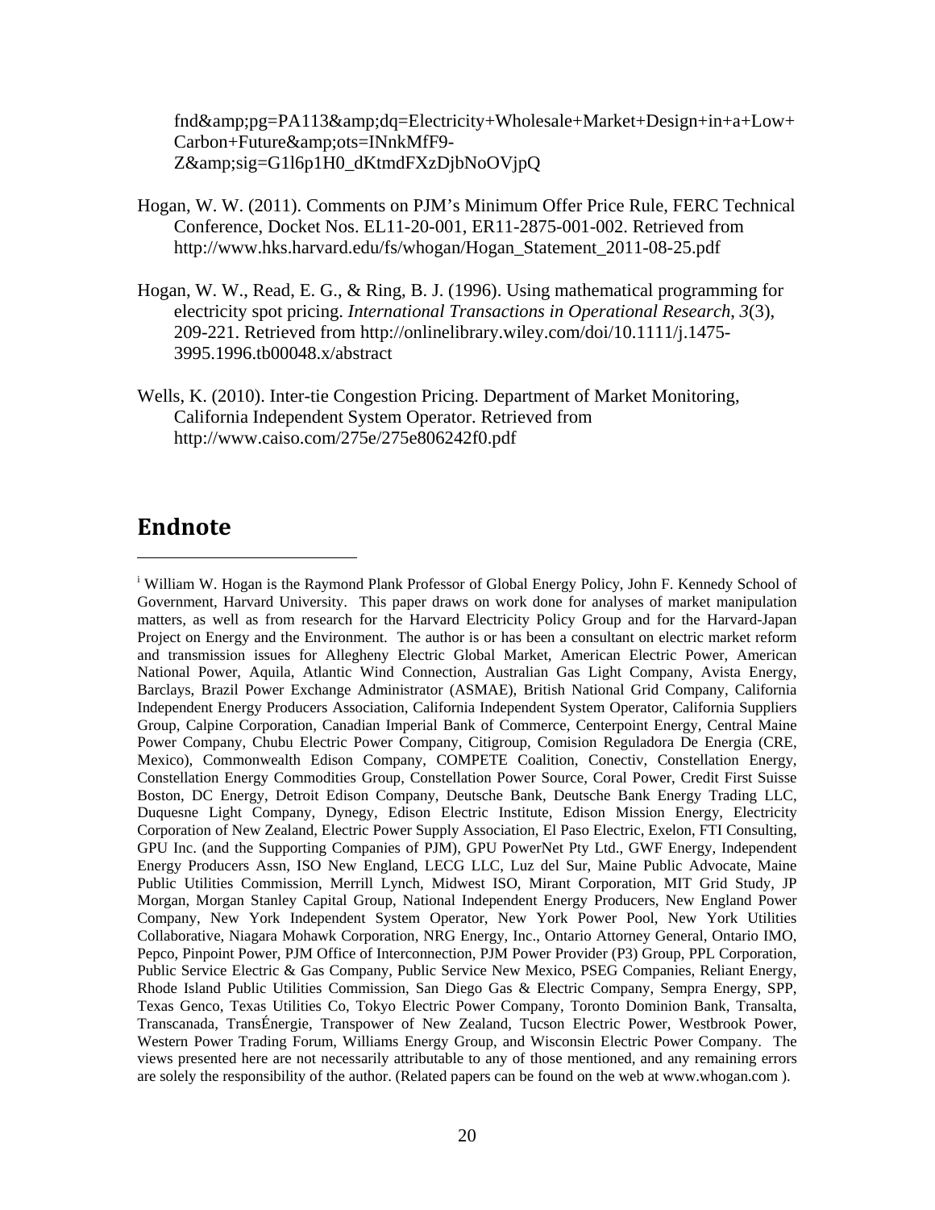fnd&amp;pg=PA113&amp;dq=Electricity+Wholesale+Market+Design+in+a+Low+Carbon+Future&amp;ots=INnkMfF9-Z&amp;sig=G1l6p1H0_dKtmdFXzDjbNoOVjpQ

Hogan, W. W. (2011). Comments on PJM's Minimum Offer Price Rule, FERC Technical Conference, Docket Nos. EL11-20-001, ER11-2875-001-002. Retrieved from http://www.hks.harvard.edu/fs/whogan/Hogan_Statement_2011-08-25.pdf

Hogan, W. W., Read, E. G., & Ring, B. J. (1996). Using mathematical programming for electricity spot pricing. *International Transactions in Operational Research*, *3*(3), 209-221. Retrieved from http://onlinelibrary.wiley.com/doi/10.1111/j.1475-3995.1996.tb00048.x/abstract

Wells, K. (2010). Inter-tie Congestion Pricing. Department of Market Monitoring, California Independent System Operator. Retrieved from http://www.caiso.com/275e/275e806242f0.pdf

## Endnote

[i] William W. Hogan is the Raymond Plank Professor of Global Energy Policy, John F. Kennedy School of Government, Harvard University. This paper draws on work done for analyses of market manipulation matters, as well as from research for the Harvard Electricity Policy Group and for the Harvard-Japan Project on Energy and the Environment. The author is or has been a consultant on electric market reform and transmission issues for Allegheny Electric Global Market, American Electric Power, American National Power, Aquila, Atlantic Wind Connection, Australian Gas Light Company, Avista Energy, Barclays, Brazil Power Exchange Administrator (ASMAE), British National Grid Company, California Independent Energy Producers Association, California Independent System Operator, California Suppliers Group, Calpine Corporation, Canadian Imperial Bank of Commerce, Centerpoint Energy, Central Maine Power Company, Chubu Electric Power Company, Citigroup, Comision Reguladora De Energia (CRE, Mexico), Commonwealth Edison Company, COMPETE Coalition, Conectiv, Constellation Energy, Constellation Energy Commodities Group, Constellation Power Source, Coral Power, Credit First Suisse Boston, DC Energy, Detroit Edison Company, Deutsche Bank, Deutsche Bank Energy Trading LLC, Duquesne Light Company, Dynegy, Edison Electric Institute, Edison Mission Energy, Electricity Corporation of New Zealand, Electric Power Supply Association, El Paso Electric, Exelon, FTI Consulting, GPU Inc. (and the Supporting Companies of PJM), GPU PowerNet Pty Ltd., GWF Energy, Independent Energy Producers Assn, ISO New England, LECG LLC, Luz del Sur, Maine Public Advocate, Maine Public Utilities Commission, Merrill Lynch, Midwest ISO, Mirant Corporation, MIT Grid Study, JP Morgan, Morgan Stanley Capital Group, National Independent Energy Producers, New England Power Company, New York Independent System Operator, New York Power Pool, New York Utilities Collaborative, Niagara Mohawk Corporation, NRG Energy, Inc., Ontario Attorney General, Ontario IMO, Pepco, Pinpoint Power, PJM Office of Interconnection, PJM Power Provider (P3) Group, PPL Corporation, Public Service Electric & Gas Company, Public Service New Mexico, PSEG Companies, Reliant Energy, Rhode Island Public Utilities Commission, San Diego Gas & Electric Company, Sempra Energy, SPP, Texas Genco, Texas Utilities Co, Tokyo Electric Power Company, Toronto Dominion Bank, Transalta, Transcanada, TransÉnergie, Transpower of New Zealand, Tucson Electric Power, Westbrook Power, Western Power Trading Forum, Williams Energy Group, and Wisconsin Electric Power Company. The views presented here are not necessarily attributable to any of those mentioned, and any remaining errors are solely the responsibility of the author. (Related papers can be found on the web at www.whogan.com ).